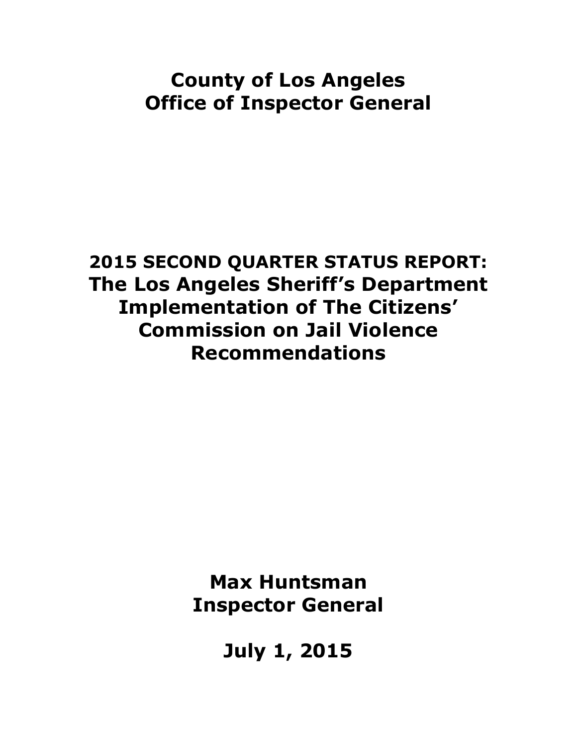# County of Los Angeles
# Office of Inspector General

## 2015 SECOND QUARTER STATUS REPORT:
## The Los Angeles Sheriff's Department Implementation of The Citizens' Commission on Jail Violence Recommendations

**Max Huntsman**
**Inspector General**

**July 1, 2015**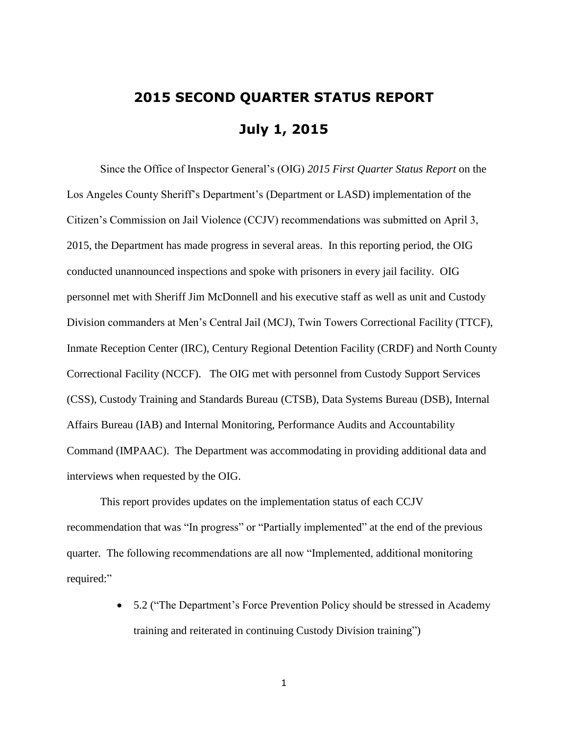# 2015 SECOND QUARTER STATUS REPORT

## July 1, 2015

Since the Office of Inspector General's (OIG) *2015 First Quarter Status Report* on the Los Angeles County Sheriff's Department's (Department or LASD) implementation of the Citizen's Commission on Jail Violence (CCJV) recommendations was submitted on April 3, 2015, the Department has made progress in several areas. In this reporting period, the OIG conducted unannounced inspections and spoke with prisoners in every jail facility. OIG personnel met with Sheriff Jim McDonnell and his executive staff as well as unit and Custody Division commanders at Men's Central Jail (MCJ), Twin Towers Correctional Facility (TTCF), Inmate Reception Center (IRC), Century Regional Detention Facility (CRDF) and North County Correctional Facility (NCCF). The OIG met with personnel from Custody Support Services (CSS), Custody Training and Standards Bureau (CTSB), Data Systems Bureau (DSB), Internal Affairs Bureau (IAB) and Internal Monitoring, Performance Audits and Accountability Command (IMPAAC). The Department was accommodating in providing additional data and interviews when requested by the OIG.

This report provides updates on the implementation status of each CCJV recommendation that was "In progress" or "Partially implemented" at the end of the previous quarter. The following recommendations are all now "Implemented, additional monitoring required:"

- 5.2 ("The Department's Force Prevention Policy should be stressed in Academy training and reiterated in continuing Custody Division training")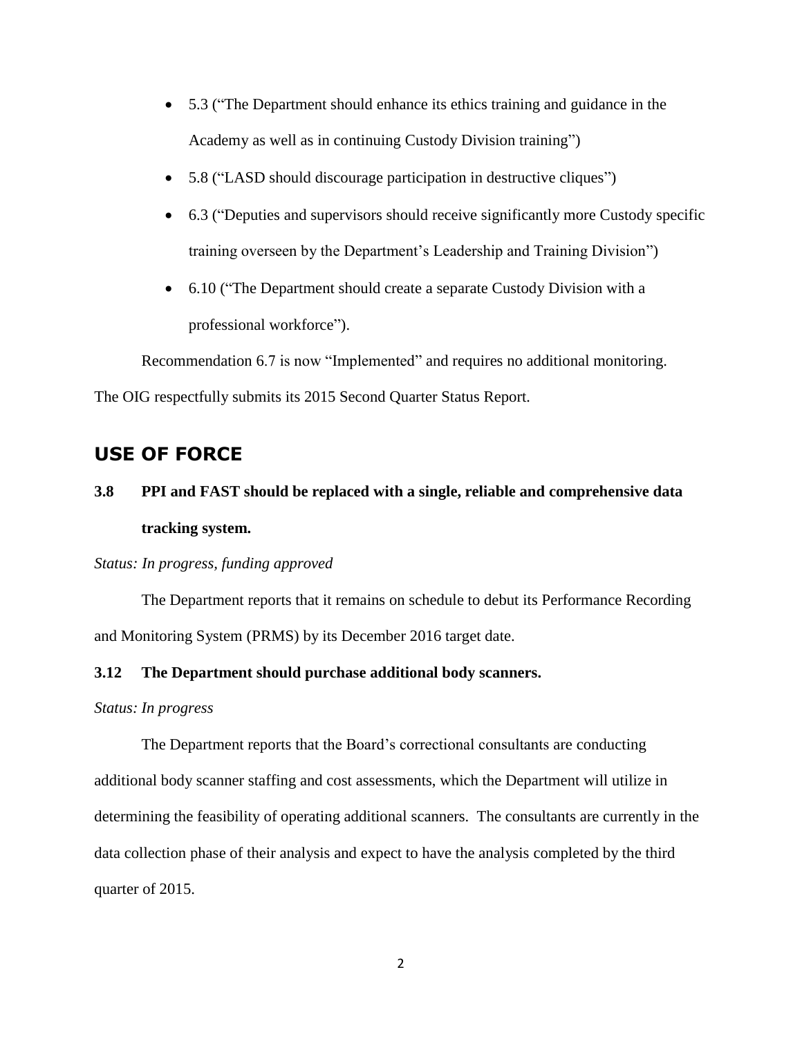- 5.3 ("The Department should enhance its ethics training and guidance in the Academy as well as in continuing Custody Division training")
- 5.8 ("LASD should discourage participation in destructive cliques")
- 6.3 ("Deputies and supervisors should receive significantly more Custody specific training overseen by the Department's Leadership and Training Division")
- 6.10 ("The Department should create a separate Custody Division with a professional workforce").

Recommendation 6.7 is now "Implemented" and requires no additional monitoring. The OIG respectfully submits its 2015 Second Quarter Status Report.

## USE OF FORCE

### 3.8 PPI and FAST should be replaced with a single, reliable and comprehensive data tracking system.

*Status: In progress, funding approved*

The Department reports that it remains on schedule to debut its Performance Recording and Monitoring System (PRMS) by its December 2016 target date.

### 3.12 The Department should purchase additional body scanners.

*Status: In progress*

The Department reports that the Board's correctional consultants are conducting additional body scanner staffing and cost assessments, which the Department will utilize in determining the feasibility of operating additional scanners. The consultants are currently in the data collection phase of their analysis and expect to have the analysis completed by the third quarter of 2015.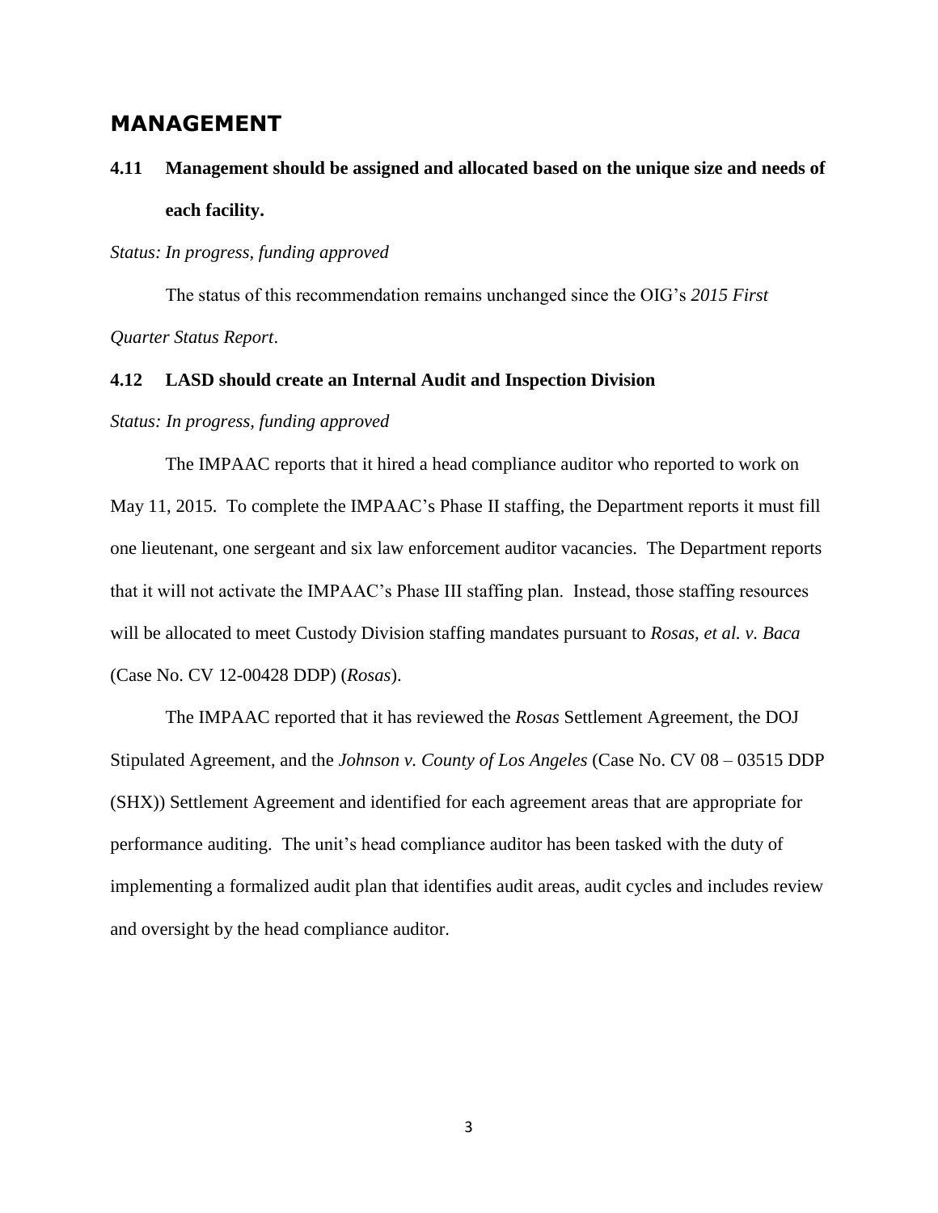## MANAGEMENT

### 4.11 Management should be assigned and allocated based on the unique size and needs of each facility.

*Status: In progress, funding approved*

The status of this recommendation remains unchanged since the OIG's *2015 First Quarter Status Report*.

### 4.12 LASD should create an Internal Audit and Inspection Division

*Status: In progress, funding approved*

The IMPAAC reports that it hired a head compliance auditor who reported to work on May 11, 2015. To complete the IMPAAC's Phase II staffing, the Department reports it must fill one lieutenant, one sergeant and six law enforcement auditor vacancies. The Department reports that it will not activate the IMPAAC's Phase III staffing plan. Instead, those staffing resources will be allocated to meet Custody Division staffing mandates pursuant to *Rosas, et al. v. Baca* (Case No. CV 12-00428 DDP) (*Rosas*).

The IMPAAC reported that it has reviewed the *Rosas* Settlement Agreement, the DOJ Stipulated Agreement, and the *Johnson v. County of Los Angeles* (Case No. CV 08 – 03515 DDP (SHX)) Settlement Agreement and identified for each agreement areas that are appropriate for performance auditing. The unit's head compliance auditor has been tasked with the duty of implementing a formalized audit plan that identifies audit areas, audit cycles and includes review and oversight by the head compliance auditor.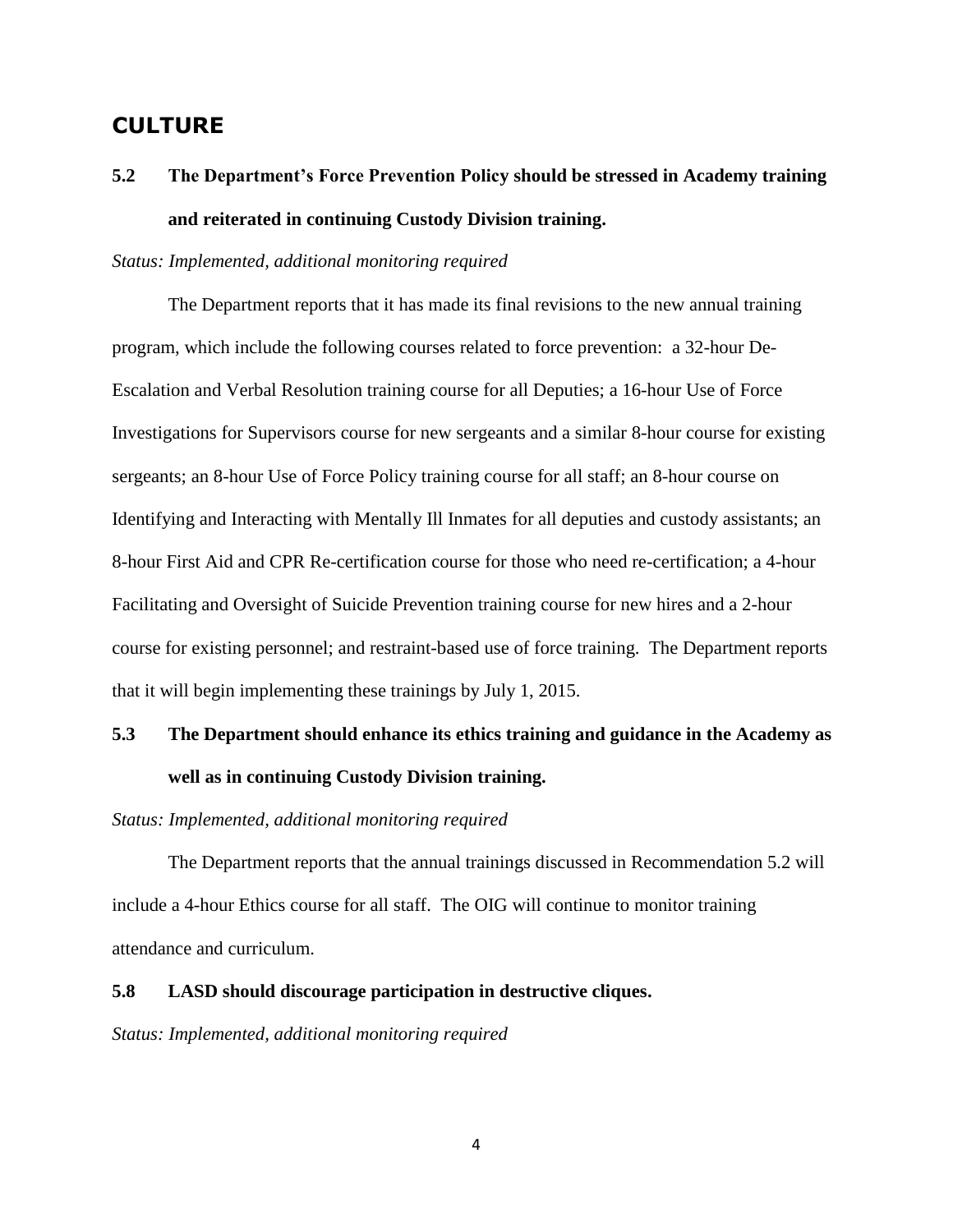## CULTURE

### 5.2 The Department's Force Prevention Policy should be stressed in Academy training and reiterated in continuing Custody Division training.

*Status: Implemented, additional monitoring required*

The Department reports that it has made its final revisions to the new annual training program, which include the following courses related to force prevention: a 32-hour De-Escalation and Verbal Resolution training course for all Deputies; a 16-hour Use of Force Investigations for Supervisors course for new sergeants and a similar 8-hour course for existing sergeants; an 8-hour Use of Force Policy training course for all staff; an 8-hour course on Identifying and Interacting with Mentally Ill Inmates for all deputies and custody assistants; an 8-hour First Aid and CPR Re-certification course for those who need re-certification; a 4-hour Facilitating and Oversight of Suicide Prevention training course for new hires and a 2-hour course for existing personnel; and restraint-based use of force training. The Department reports that it will begin implementing these trainings by July 1, 2015.

### 5.3 The Department should enhance its ethics training and guidance in the Academy as well as in continuing Custody Division training.

*Status: Implemented, additional monitoring required*

The Department reports that the annual trainings discussed in Recommendation 5.2 will include a 4-hour Ethics course for all staff. The OIG will continue to monitor training attendance and curriculum.

### 5.8 LASD should discourage participation in destructive cliques.

*Status: Implemented, additional monitoring required*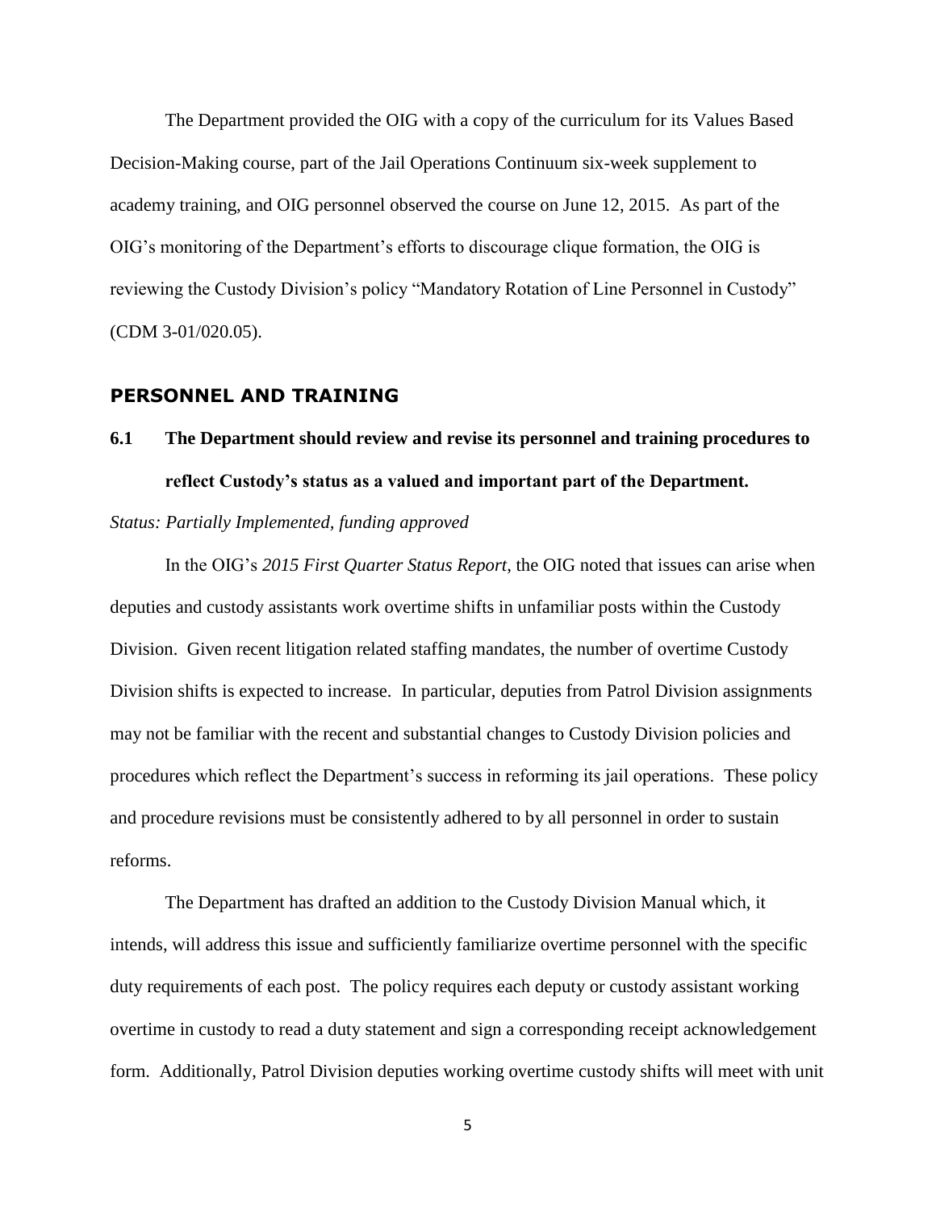The Department provided the OIG with a copy of the curriculum for its Values Based Decision-Making course, part of the Jail Operations Continuum six-week supplement to academy training, and OIG personnel observed the course on June 12, 2015. As part of the OIG's monitoring of the Department's efforts to discourage clique formation, the OIG is reviewing the Custody Division's policy "Mandatory Rotation of Line Personnel in Custody" (CDM 3-01/020.05).

## PERSONNEL AND TRAINING

### 6.1 The Department should review and revise its personnel and training procedures to reflect Custody's status as a valued and important part of the Department.

*Status: Partially Implemented, funding approved*

In the OIG's *2015 First Quarter Status Report*, the OIG noted that issues can arise when deputies and custody assistants work overtime shifts in unfamiliar posts within the Custody Division. Given recent litigation related staffing mandates, the number of overtime Custody Division shifts is expected to increase. In particular, deputies from Patrol Division assignments may not be familiar with the recent and substantial changes to Custody Division policies and procedures which reflect the Department's success in reforming its jail operations. These policy and procedure revisions must be consistently adhered to by all personnel in order to sustain reforms.

The Department has drafted an addition to the Custody Division Manual which, it intends, will address this issue and sufficiently familiarize overtime personnel with the specific duty requirements of each post. The policy requires each deputy or custody assistant working overtime in custody to read a duty statement and sign a corresponding receipt acknowledgement form. Additionally, Patrol Division deputies working overtime custody shifts will meet with unit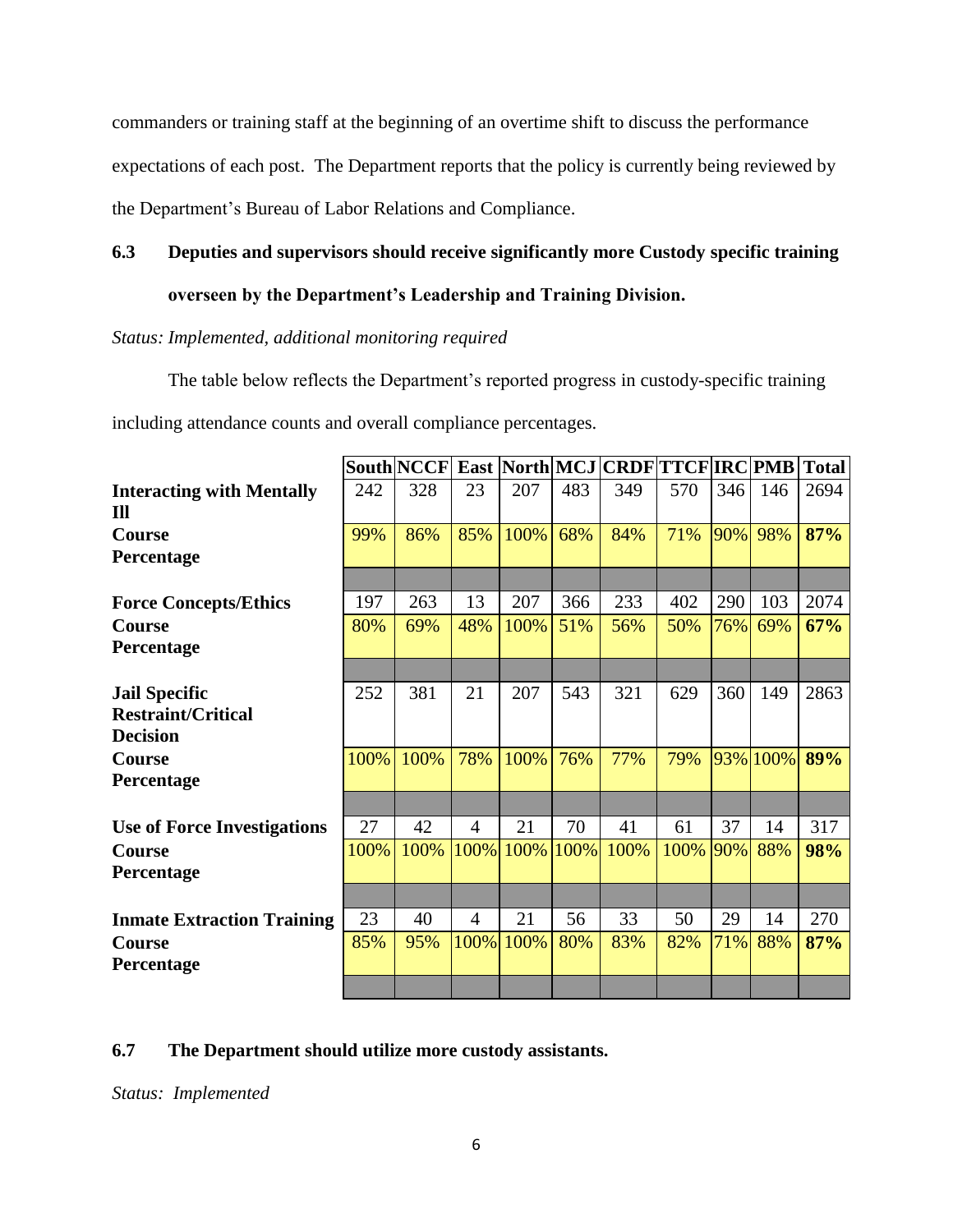commanders or training staff at the beginning of an overtime shift to discuss the performance expectations of each post. The Department reports that the policy is currently being reviewed by the Department's Bureau of Labor Relations and Compliance.

### 6.3 Deputies and supervisors should receive significantly more Custody specific training overseen by the Department's Leadership and Training Division.

*Status: Implemented, additional monitoring required*

The table below reflects the Department's reported progress in custody-specific training including attendance counts and overall compliance percentages.

| | South | NCCF | East | North | MCJ | CRDF | TTCF | IRC | PMB | Total |
|---|---|---|---|---|---|---|---|---|---|---|
| **Interacting with Mentally Ill** | 242 | 328 | 23 | 207 | 483 | 349 | 570 | 346 | 146 | 2694 |
| **Course Percentage** | 99% | 86% | 85% | 100% | 68% | 84% | 71% | 90% | 98% | **87%** |
| | | | | | | | | | | |
| **Force Concepts/Ethics** | 197 | 263 | 13 | 207 | 366 | 233 | 402 | 290 | 103 | 2074 |
| **Course Percentage** | 80% | 69% | 48% | 100% | 51% | 56% | 50% | 76% | 69% | **67%** |
| | | | | | | | | | | |
| **Jail Specific Restraint/Critical Decision** | 252 | 381 | 21 | 207 | 543 | 321 | 629 | 360 | 149 | 2863 |
| **Course Percentage** | 100% | 100% | 78% | 100% | 76% | 77% | 79% | 93% | 100% | **89%** |
| | | | | | | | | | | |
| **Use of Force Investigations** | 27 | 42 | 4 | 21 | 70 | 41 | 61 | 37 | 14 | 317 |
| **Course Percentage** | 100% | 100% | 100% | 100% | 100% | 100% | 100% | 90% | 88% | **98%** |
| | | | | | | | | | | |
| **Inmate Extraction Training** | 23 | 40 | 4 | 21 | 56 | 33 | 50 | 29 | 14 | 270 |
| **Course Percentage** | 85% | 95% | 100% | 100% | 80% | 83% | 82% | 71% | 88% | **87%** |

### 6.7 The Department should utilize more custody assistants.

*Status: Implemented*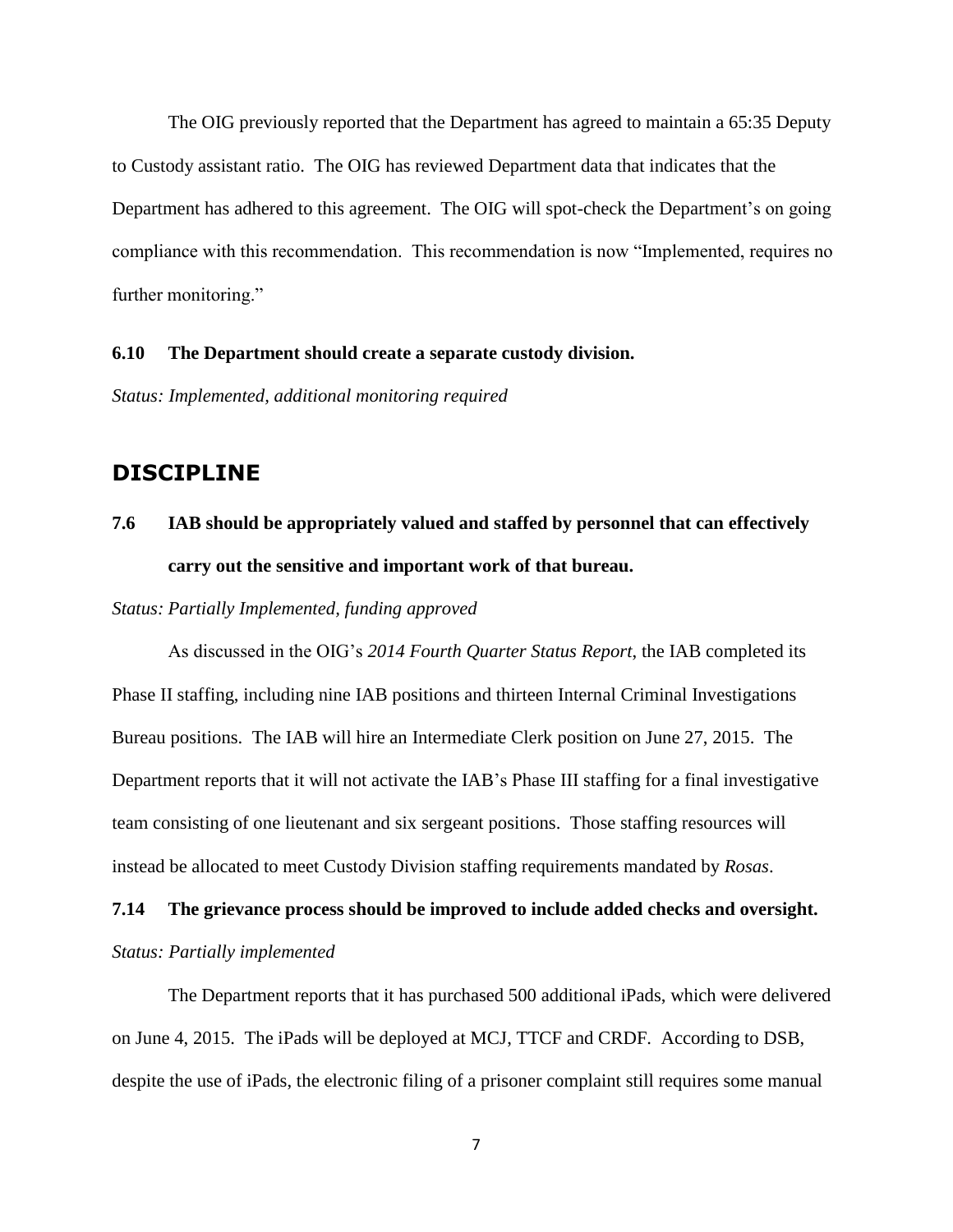The OIG previously reported that the Department has agreed to maintain a 65:35 Deputy to Custody assistant ratio. The OIG has reviewed Department data that indicates that the Department has adhered to this agreement. The OIG will spot-check the Department's on going compliance with this recommendation. This recommendation is now "Implemented, requires no further monitoring."

**6.10 The Department should create a separate custody division.**

*Status: Implemented, additional monitoring required*

## DISCIPLINE

**7.6 IAB should be appropriately valued and staffed by personnel that can effectively carry out the sensitive and important work of that bureau.**

*Status: Partially Implemented, funding approved*

As discussed in the OIG's *2014 Fourth Quarter Status Report*, the IAB completed its Phase II staffing, including nine IAB positions and thirteen Internal Criminal Investigations Bureau positions. The IAB will hire an Intermediate Clerk position on June 27, 2015. The Department reports that it will not activate the IAB's Phase III staffing for a final investigative team consisting of one lieutenant and six sergeant positions. Those staffing resources will instead be allocated to meet Custody Division staffing requirements mandated by *Rosas*.

**7.14 The grievance process should be improved to include added checks and oversight.**

*Status: Partially implemented*

The Department reports that it has purchased 500 additional iPads, which were delivered on June 4, 2015. The iPads will be deployed at MCJ, TTCF and CRDF. According to DSB, despite the use of iPads, the electronic filing of a prisoner complaint still requires some manual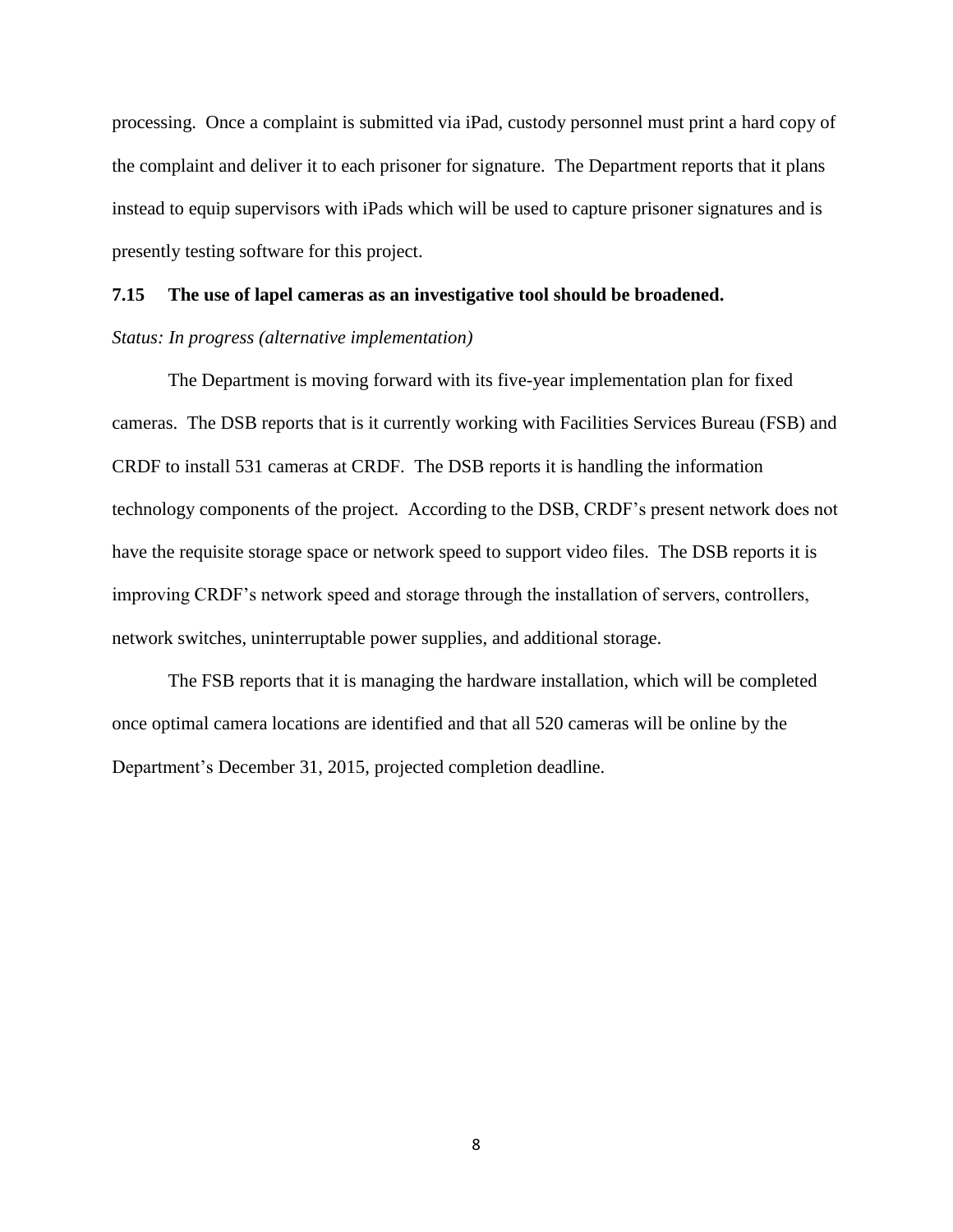processing. Once a complaint is submitted via iPad, custody personnel must print a hard copy of the complaint and deliver it to each prisoner for signature. The Department reports that it plans instead to equip supervisors with iPads which will be used to capture prisoner signatures and is presently testing software for this project.

### 7.15 The use of lapel cameras as an investigative tool should be broadened.

*Status: In progress (alternative implementation)*

The Department is moving forward with its five-year implementation plan for fixed cameras. The DSB reports that is it currently working with Facilities Services Bureau (FSB) and CRDF to install 531 cameras at CRDF. The DSB reports it is handling the information technology components of the project. According to the DSB, CRDF's present network does not have the requisite storage space or network speed to support video files. The DSB reports it is improving CRDF's network speed and storage through the installation of servers, controllers, network switches, uninterruptable power supplies, and additional storage.

The FSB reports that it is managing the hardware installation, which will be completed once optimal camera locations are identified and that all 520 cameras will be online by the Department's December 31, 2015, projected completion deadline.